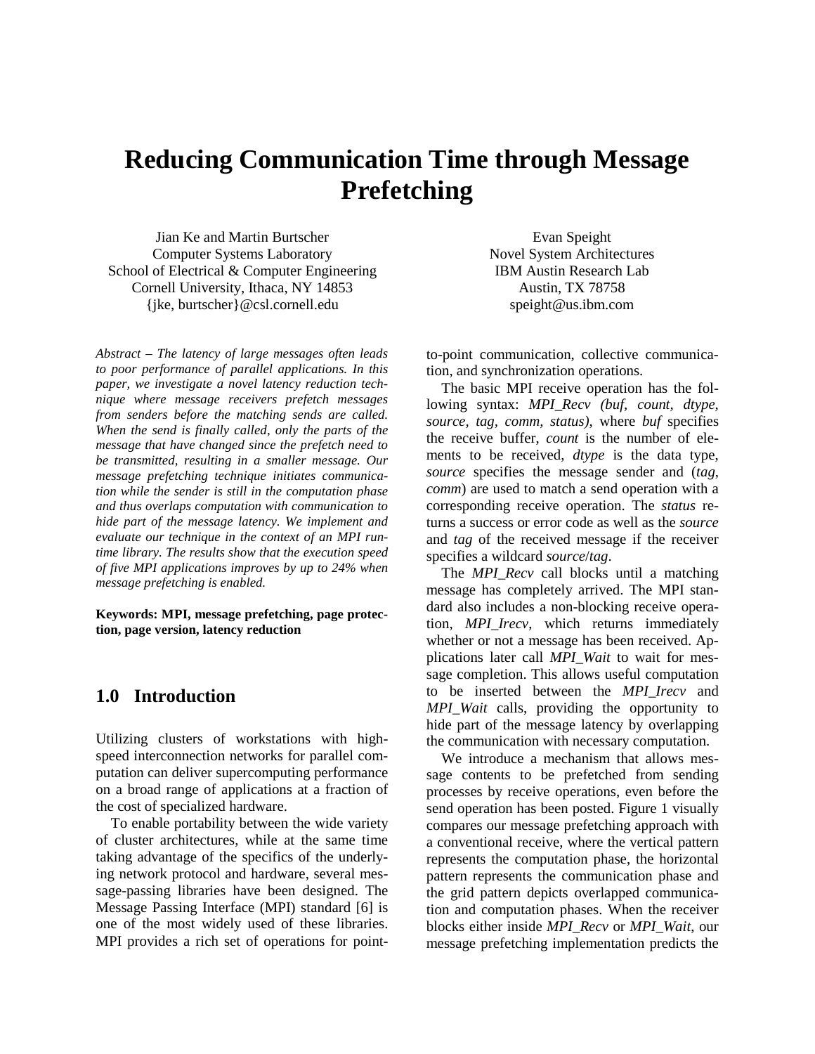# Reducing Communication Time through Message Prefetching

Jian Ke and Martin Burtscher
Computer Systems Laboratory
School of Electrical & Computer Engineering
Cornell University, Ithaca, NY 14853
{jke, burtscher}@csl.cornell.edu

Evan Speight
Novel System Architectures
IBM Austin Research Lab
Austin, TX 78758
speight@us.ibm.com

*Abstract – The latency of large messages often leads to poor performance of parallel applications. In this paper, we investigate a novel latency reduction technique where message receivers prefetch messages from senders before the matching sends are called. When the send is finally called, only the parts of the message that have changed since the prefetch need to be transmitted, resulting in a smaller message. Our message prefetching technique initiates communication while the sender is still in the computation phase and thus overlaps computation with communication to hide part of the message latency. We implement and evaluate our technique in the context of an MPI runtime library. The results show that the execution speed of five MPI applications improves by up to 24% when message prefetching is enabled.*

**Keywords: MPI, message prefetching, page protection, page version, latency reduction**

## 1.0 Introduction

Utilizing clusters of workstations with high-speed interconnection networks for parallel computation can deliver supercomputing performance on a broad range of applications at a fraction of the cost of specialized hardware.

To enable portability between the wide variety of cluster architectures, while at the same time taking advantage of the specifics of the underlying network protocol and hardware, several message-passing libraries have been designed. The Message Passing Interface (MPI) standard [6] is one of the most widely used of these libraries. MPI provides a rich set of operations for point-to-point communication, collective communication, and synchronization operations.

The basic MPI receive operation has the following syntax: *MPI_Recv (buf, count, dtype, source, tag, comm, status)*, where *buf* specifies the receive buffer, *count* is the number of elements to be received, *dtype* is the data type, *source* specifies the message sender and (*tag*, *comm*) are used to match a send operation with a corresponding receive operation. The *status* returns a success or error code as well as the *source* and *tag* of the received message if the receiver specifies a wildcard *source*/*tag*.

The *MPI_Recv* call blocks until a matching message has completely arrived. The MPI standard also includes a non-blocking receive operation, *MPI_Irecv*, which returns immediately whether or not a message has been received. Applications later call *MPI_Wait* to wait for message completion. This allows useful computation to be inserted between the *MPI_Irecv* and *MPI_Wait* calls, providing the opportunity to hide part of the message latency by overlapping the communication with necessary computation.

We introduce a mechanism that allows message contents to be prefetched from sending processes by receive operations, even before the send operation has been posted. Figure 1 visually compares our message prefetching approach with a conventional receive, where the vertical pattern represents the computation phase, the horizontal pattern represents the communication phase and the grid pattern depicts overlapped communication and computation phases. When the receiver blocks either inside *MPI_Recv* or *MPI_Wait*, our message prefetching implementation predicts the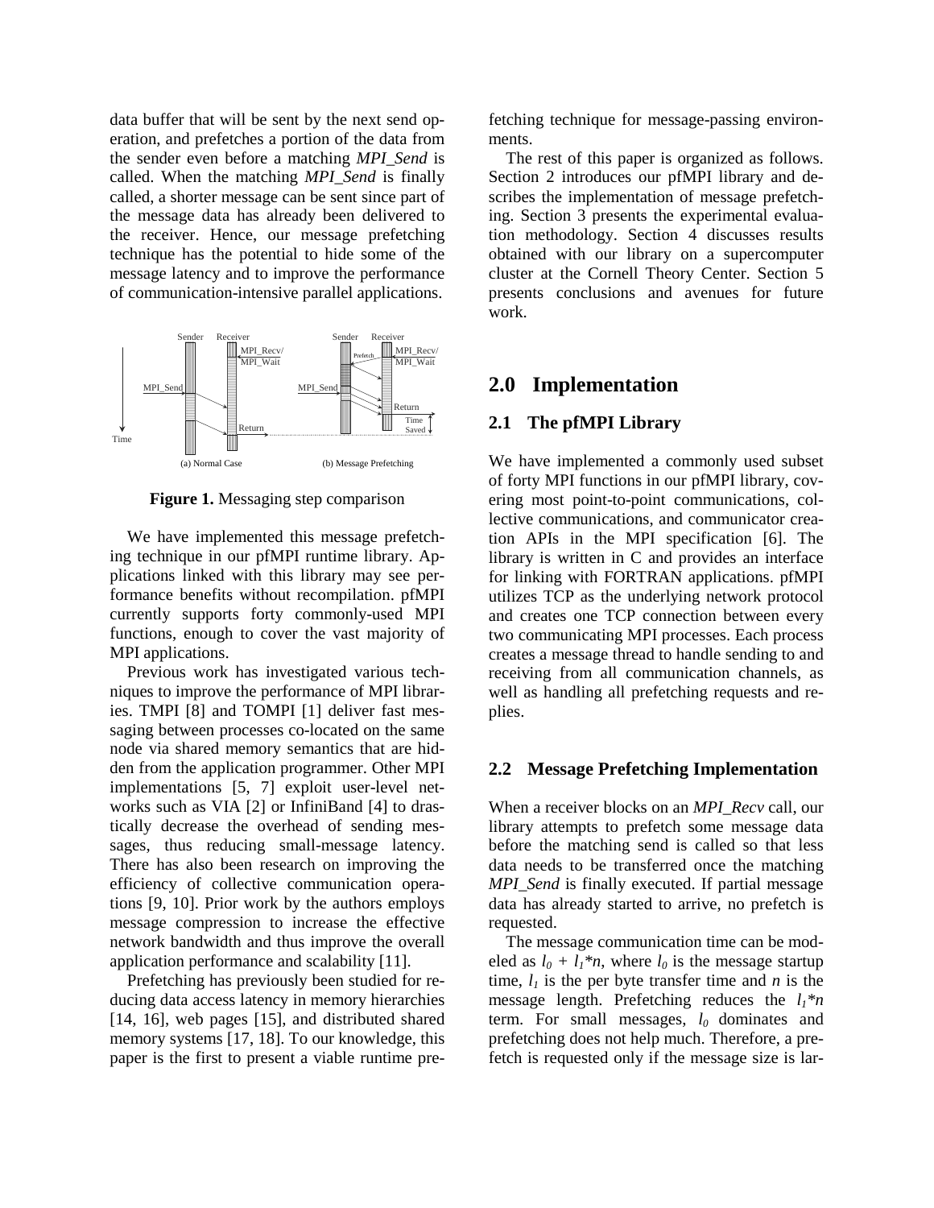data buffer that will be sent by the next send operation, and prefetches a portion of the data from the sender even before a matching *MPI_Send* is called. When the matching *MPI_Send* is finally called, a shorter message can be sent since part of the message data has already been delivered to the receiver. Hence, our message prefetching technique has the potential to hide some of the message latency and to improve the performance of communication-intensive parallel applications.

**Figure 1.** Messaging step comparison

We have implemented this message prefetching technique in our pfMPI runtime library. Applications linked with this library may see performance benefits without recompilation. pfMPI currently supports forty commonly-used MPI functions, enough to cover the vast majority of MPI applications.

Previous work has investigated various techniques to improve the performance of MPI libraries. TMPI [8] and TOMPI [1] deliver fast messaging between processes co-located on the same node via shared memory semantics that are hidden from the application programmer. Other MPI implementations [5, 7] exploit user-level networks such as VIA [2] or InfiniBand [4] to drastically decrease the overhead of sending messages, thus reducing small-message latency. There has also been research on improving the efficiency of collective communication operations [9, 10]. Prior work by the authors employs message compression to increase the effective network bandwidth and thus improve the overall application performance and scalability [11].

Prefetching has previously been studied for reducing data access latency in memory hierarchies [14, 16], web pages [15], and distributed shared memory systems [17, 18]. To our knowledge, this paper is the first to present a viable runtime prefetching technique for message-passing environments.

The rest of this paper is organized as follows. Section 2 introduces our pfMPI library and describes the implementation of message prefetching. Section 3 presents the experimental evaluation methodology. Section 4 discusses results obtained with our library on a supercomputer cluster at the Cornell Theory Center. Section 5 presents conclusions and avenues for future work.

## 2.0 Implementation

### 2.1 The pfMPI Library

We have implemented a commonly used subset of forty MPI functions in our pfMPI library, covering most point-to-point communications, collective communications, and communicator creation APIs in the MPI specification [6]. The library is written in C and provides an interface for linking with FORTRAN applications. pfMPI utilizes TCP as the underlying network protocol and creates one TCP connection between every two communicating MPI processes. Each process creates a message thread to handle sending to and receiving from all communication channels, as well as handling all prefetching requests and replies.

### 2.2 Message Prefetching Implementation

When a receiver blocks on an *MPI_Recv* call, our library attempts to prefetch some message data before the matching send is called so that less data needs to be transferred once the matching *MPI_Send* is finally executed. If partial message data has already started to arrive, no prefetch is requested.

The message communication time can be modeled as $l_0 + l_1 * n$, where $l_0$ is the message startup time, $l_1$ is the per byte transfer time and $n$ is the message length. Prefetching reduces the $l_1 * n$ term. For small messages, $l_0$ dominates and prefetching does not help much. Therefore, a prefetch is requested only if the message size is lar-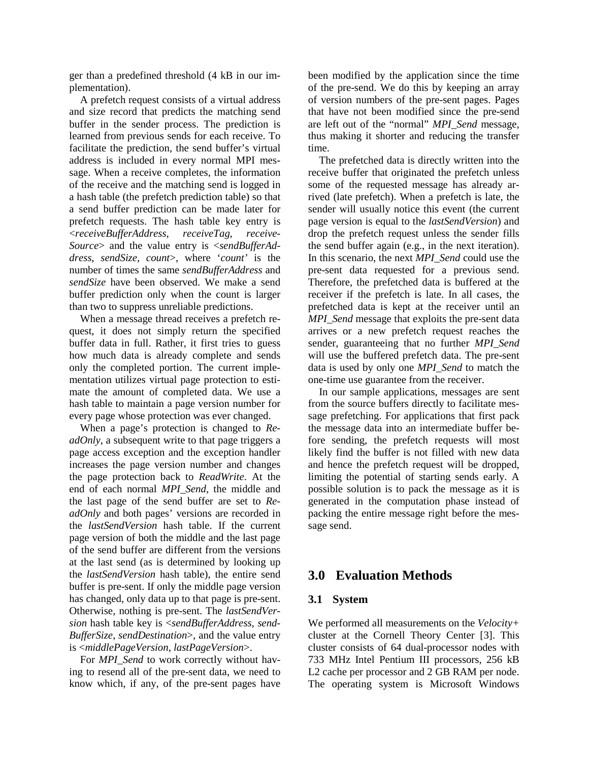ger than a predefined threshold (4 kB in our implementation).

A prefetch request consists of a virtual address and size record that predicts the matching send buffer in the sender process. The prediction is learned from previous sends for each receive. To facilitate the prediction, the send buffer's virtual address is included in every normal MPI message. When a receive completes, the information of the receive and the matching send is logged in a hash table (the prefetch prediction table) so that a send buffer prediction can be made later for prefetch requests. The hash table key entry is <*receiveBufferAddress*, *receiveTag*, *receiveSource*> and the value entry is <*sendBufferAddress*, *sendSize*, *count*>, where '*count*' is the number of times the same *sendBufferAddress* and *sendSize* have been observed. We make a send buffer prediction only when the count is larger than two to suppress unreliable predictions.

When a message thread receives a prefetch request, it does not simply return the specified buffer data in full. Rather, it first tries to guess how much data is already complete and sends only the completed portion. The current implementation utilizes virtual page protection to estimate the amount of completed data. We use a hash table to maintain a page version number for every page whose protection was ever changed.

When a page's protection is changed to *ReadOnly*, a subsequent write to that page triggers a page access exception and the exception handler increases the page version number and changes the page protection back to *ReadWrite*. At the end of each normal *MPI_Send*, the middle and the last page of the send buffer are set to *ReadOnly* and both pages' versions are recorded in the *lastSendVersion* hash table. If the current page version of both the middle and the last page of the send buffer are different from the versions at the last send (as is determined by looking up the *lastSendVersion* hash table), the entire send buffer is pre-sent. If only the middle page version has changed, only data up to that page is pre-sent. Otherwise, nothing is pre-sent. The *lastSendVersion* hash table key is <*sendBufferAddress*, *sendBufferSize*, *sendDestination*>, and the value entry is <*middlePageVersion*, *lastPageVersion*>.

For *MPI_Send* to work correctly without having to resend all of the pre-sent data, we need to know which, if any, of the pre-sent pages have been modified by the application since the time of the pre-send. We do this by keeping an array of version numbers of the pre-sent pages. Pages that have not been modified since the pre-send are left out of the "normal" *MPI_Send* message, thus making it shorter and reducing the transfer time.

The prefetched data is directly written into the receive buffer that originated the prefetch unless some of the requested message has already arrived (late prefetch). When a prefetch is late, the sender will usually notice this event (the current page version is equal to the *lastSendVersion*) and drop the prefetch request unless the sender fills the send buffer again (e.g., in the next iteration). In this scenario, the next *MPI_Send* could use the pre-sent data requested for a previous send. Therefore, the prefetched data is buffered at the receiver if the prefetch is late. In all cases, the prefetched data is kept at the receiver until an *MPI_Send* message that exploits the pre-sent data arrives or a new prefetch request reaches the sender, guaranteeing that no further *MPI_Send* will use the buffered prefetch data. The pre-sent data is used by only one *MPI_Send* to match the one-time use guarantee from the receiver.

In our sample applications, messages are sent from the source buffers directly to facilitate message prefetching. For applications that first pack the message data into an intermediate buffer before sending, the prefetch requests will most likely find the buffer is not filled with new data and hence the prefetch request will be dropped, limiting the potential of starting sends early. A possible solution is to pack the message as it is generated in the computation phase instead of packing the entire message right before the message send.

# 3.0 Evaluation Methods

## 3.1 System

We performed all measurements on the *Velocity+* cluster at the Cornell Theory Center [3]. This cluster consists of 64 dual-processor nodes with 733 MHz Intel Pentium III processors, 256 kB L2 cache per processor and 2 GB RAM per node. The operating system is Microsoft Windows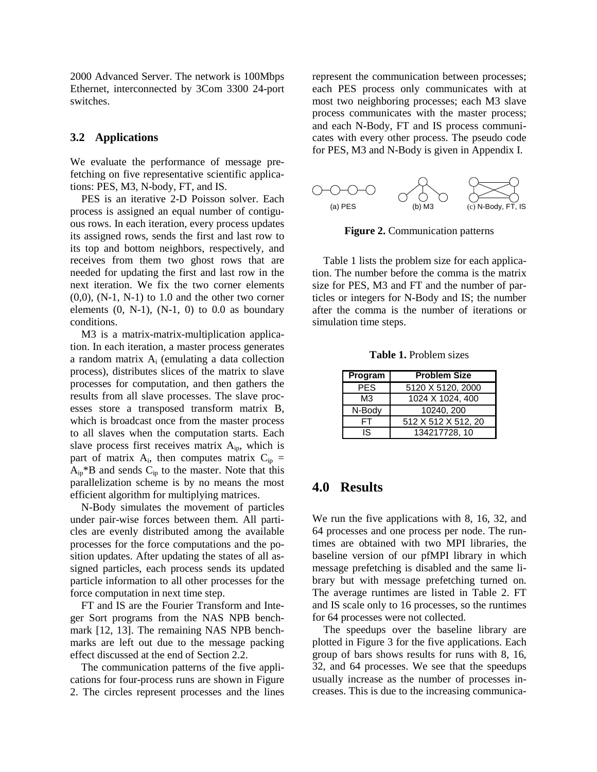2000 Advanced Server. The network is 100Mbps Ethernet, interconnected by 3Com 3300 24-port switches.

### 3.2 Applications

We evaluate the performance of message prefetching on five representative scientific applications: PES, M3, N-body, FT, and IS.

PES is an iterative 2-D Poisson solver. Each process is assigned an equal number of contiguous rows. In each iteration, every process updates its assigned rows, sends the first and last row to its top and bottom neighbors, respectively, and receives from them two ghost rows that are needed for updating the first and last row in the next iteration. We fix the two corner elements (0,0), (N-1, N-1) to 1.0 and the other two corner elements (0, N-1), (N-1, 0) to 0.0 as boundary conditions.

M3 is a matrix-matrix-multiplication application. In each iteration, a master process generates a random matrix $A_i$ (emulating a data collection process), distributes slices of the matrix to slave processes for computation, and then gathers the results from all slave processes. The slave processes store a transposed transform matrix B, which is broadcast once from the master process to all slaves when the computation starts. Each slave process first receives matrix $A_{ip}$, which is part of matrix $A_i$, then computes matrix $C_{ip} = A_{ip}*B$ and sends $C_{ip}$ to the master. Note that this parallelization scheme is by no means the most efficient algorithm for multiplying matrices.

N-Body simulates the movement of particles under pair-wise forces between them. All particles are evenly distributed among the available processes for the force computations and the position updates. After updating the states of all assigned particles, each process sends its updated particle information to all other processes for the force computation in next time step.

FT and IS are the Fourier Transform and Integer Sort programs from the NAS NPB benchmark [12, 13]. The remaining NAS NPB benchmarks are left out due to the message packing effect discussed at the end of Section 2.2.

The communication patterns of the five applications for four-process runs are shown in Figure 2. The circles represent processes and the lines represent the communication between processes; each PES process only communicates with at most two neighboring processes; each M3 slave process communicates with the master process; and each N-Body, FT and IS process communicates with every other process. The pseudo code for PES, M3 and N-Body is given in Appendix I.

(a) PES (b) M3 (c) N-Body, FT, IS

**Figure 2.** Communication patterns

Table 1 lists the problem size for each application. The number before the comma is the matrix size for PES, M3 and FT and the number of particles or integers for N-Body and IS; the number after the comma is the number of iterations or simulation time steps.

**Table 1.** Problem sizes

| Program | Problem Size |
|---|---|
| PES | 5120 X 5120, 2000 |
| M3 | 1024 X 1024, 400 |
| N-Body | 10240, 200 |
| FT | 512 X 512 X 512, 20 |
| IS | 134217728, 10 |

## 4.0 Results

We run the five applications with 8, 16, 32, and 64 processes and one process per node. The runtimes are obtained with two MPI libraries, the baseline version of our pfMPI library in which message prefetching is disabled and the same library but with message prefetching turned on. The average runtimes are listed in Table 2. FT and IS scale only to 16 processes, so the runtimes for 64 processes were not collected.

The speedups over the baseline library are plotted in Figure 3 for the five applications. Each group of bars shows results for runs with 8, 16, 32, and 64 processes. We see that the speedups usually increase as the number of processes increases. This is due to the increasing communica-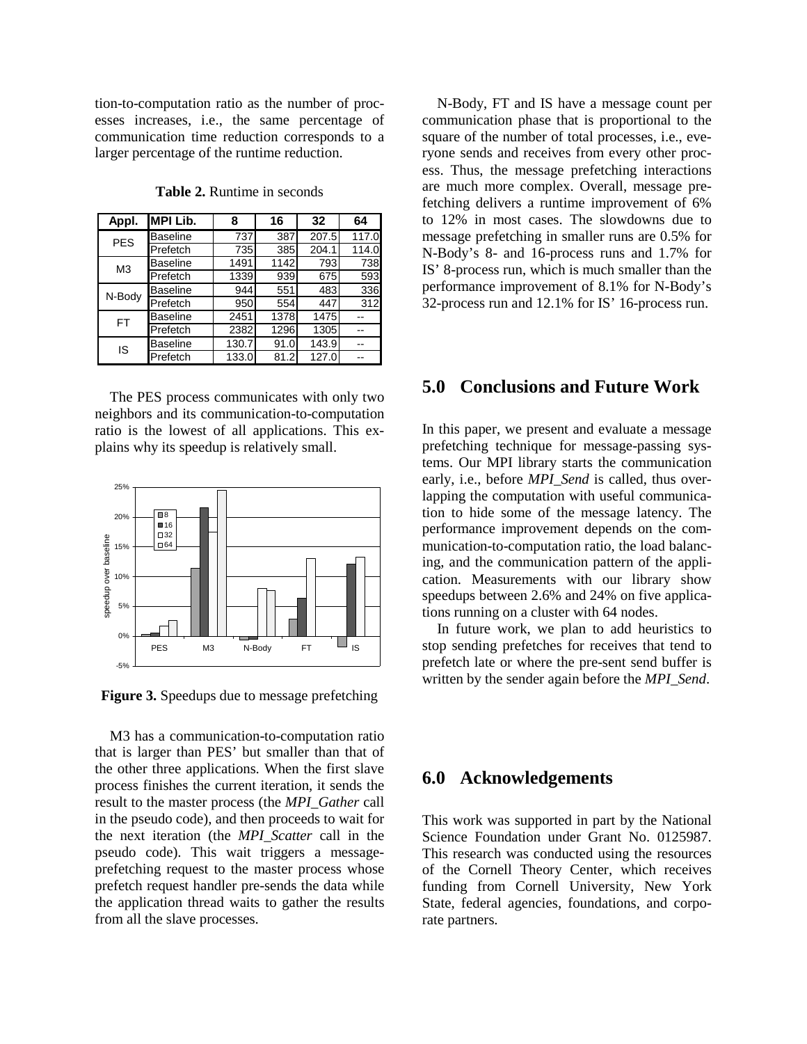tion-to-computation ratio as the number of processes increases, i.e., the same percentage of communication time reduction corresponds to a larger percentage of the runtime reduction.

**Table 2.** Runtime in seconds

| Appl. | MPI Lib. | 8 | 16 | 32 | 64 |
|---|---|---|---|---|---|
| PES | Baseline | 737 | 387 | 207.5 | 117.0 |
| | Prefetch | 735 | 385 | 204.1 | 114.0 |
| M3 | Baseline | 1491 | 1142 | 793 | 738 |
| | Prefetch | 1339 | 939 | 675 | 593 |
| N-Body | Baseline | 944 | 551 | 483 | 336 |
| | Prefetch | 950 | 554 | 447 | 312 |
| FT | Baseline | 2451 | 1378 | 1475 | -- |
| | Prefetch | 2382 | 1296 | 1305 | -- |
| IS | Baseline | 130.7 | 91.0 | 143.9 | -- |
| | Prefetch | 133.0 | 81.2 | 127.0 | -- |

The PES process communicates with only two neighbors and its communication-to-computation ratio is the lowest of all applications. This explains why its speedup is relatively small.

**Figure 3.** Speedups due to message prefetching

M3 has a communication-to-computation ratio that is larger than PES' but smaller than that of the other three applications. When the first slave process finishes the current iteration, it sends the result to the master process (the *MPI_Gather* call in the pseudo code), and then proceeds to wait for the next iteration (the *MPI_Scatter* call in the pseudo code). This wait triggers a message-prefetching request to the master process whose prefetch request handler pre-sends the data while the application thread waits to gather the results from all the slave processes.

N-Body, FT and IS have a message count per communication phase that is proportional to the square of the number of total processes, i.e., everyone sends and receives from every other process. Thus, the message prefetching interactions are much more complex. Overall, message prefetching delivers a runtime improvement of 6% to 12% in most cases. The slowdowns due to message prefetching in smaller runs are 0.5% for N-Body's 8- and 16-process runs and 1.7% for IS' 8-process run, which is much smaller than the performance improvement of 8.1% for N-Body's 32-process run and 12.1% for IS' 16-process run.

## 5.0 Conclusions and Future Work

In this paper, we present and evaluate a message prefetching technique for message-passing systems. Our MPI library starts the communication early, i.e., before *MPI_Send* is called, thus overlapping the computation with useful communication to hide some of the message latency. The performance improvement depends on the communication-to-computation ratio, the load balancing, and the communication pattern of the application. Measurements with our library show speedups between 2.6% and 24% on five applications running on a cluster with 64 nodes.

In future work, we plan to add heuristics to stop sending prefetches for receives that tend to prefetch late or where the pre-sent send buffer is written by the sender again before the *MPI_Send*.

## 6.0 Acknowledgements

This work was supported in part by the National Science Foundation under Grant No. 0125987. This research was conducted using the resources of the Cornell Theory Center, which receives funding from Cornell University, New York State, federal agencies, foundations, and corporate partners.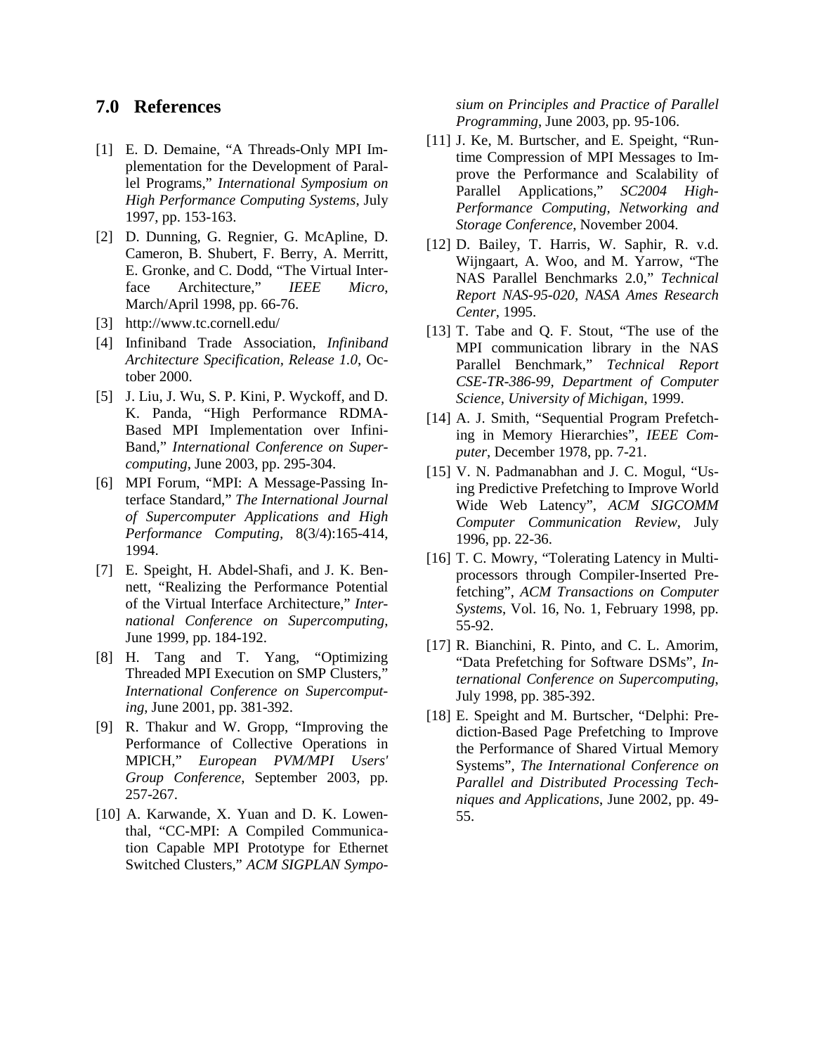## 7.0 References

[1] E. D. Demaine, "A Threads-Only MPI Implementation for the Development of Parallel Programs," *International Symposium on High Performance Computing Systems*, July 1997, pp. 153-163.

[2] D. Dunning, G. Regnier, G. McApline, D. Cameron, B. Shubert, F. Berry, A. Merritt, E. Gronke, and C. Dodd, "The Virtual Interface Architecture," *IEEE Micro*, March/April 1998, pp. 66-76.

[3] http://www.tc.cornell.edu/

[4] Infiniband Trade Association, *Infiniband Architecture Specification, Release 1.0*, October 2000.

[5] J. Liu, J. Wu, S. P. Kini, P. Wyckoff, and D. K. Panda, "High Performance RDMA-Based MPI Implementation over InfiniBand," *International Conference on Supercomputing*, June 2003, pp. 295-304.

[6] MPI Forum, "MPI: A Message-Passing Interface Standard," *The International Journal of Supercomputer Applications and High Performance Computing*, 8(3/4):165-414, 1994.

[7] E. Speight, H. Abdel-Shafi, and J. K. Bennett, "Realizing the Performance Potential of the Virtual Interface Architecture," *International Conference on Supercomputing*, June 1999, pp. 184-192.

[8] H. Tang and T. Yang, "Optimizing Threaded MPI Execution on SMP Clusters," *International Conference on Supercomputing*, June 2001, pp. 381-392.

[9] R. Thakur and W. Gropp, "Improving the Performance of Collective Operations in MPICH," *European PVM/MPI Users' Group Conference*, September 2003, pp. 257-267.

[10] A. Karwande, X. Yuan and D. K. Lowenthal, "CC-MPI: A Compiled Communication Capable MPI Prototype for Ethernet Switched Clusters," *ACM SIGPLAN Symposium on Principles and Practice of Parallel Programming*, June 2003, pp. 95-106.

[11] J. Ke, M. Burtscher, and E. Speight, "Runtime Compression of MPI Messages to Improve the Performance and Scalability of Parallel Applications," *SC2004 High-Performance Computing, Networking and Storage Conference*, November 2004.

[12] D. Bailey, T. Harris, W. Saphir, R. v.d. Wijngaart, A. Woo, and M. Yarrow, "The NAS Parallel Benchmarks 2.0," *Technical Report NAS-95-020, NASA Ames Research Center*, 1995.

[13] T. Tabe and Q. F. Stout, "The use of the MPI communication library in the NAS Parallel Benchmark," *Technical Report CSE-TR-386-99, Department of Computer Science, University of Michigan*, 1999.

[14] A. J. Smith, "Sequential Program Prefetching in Memory Hierarchies", *IEEE Computer*, December 1978, pp. 7-21.

[15] V. N. Padmanabhan and J. C. Mogul, "Using Predictive Prefetching to Improve World Wide Web Latency", *ACM SIGCOMM Computer Communication Review*, July 1996, pp. 22-36.

[16] T. C. Mowry, "Tolerating Latency in Multiprocessors through Compiler-Inserted Prefetching", *ACM Transactions on Computer Systems*, Vol. 16, No. 1, February 1998, pp. 55-92.

[17] R. Bianchini, R. Pinto, and C. L. Amorim, "Data Prefetching for Software DSMs", *International Conference on Supercomputing*, July 1998, pp. 385-392.

[18] E. Speight and M. Burtscher, "Delphi: Prediction-Based Page Prefetching to Improve the Performance of Shared Virtual Memory Systems", *The International Conference on Parallel and Distributed Processing Techniques and Applications*, June 2002, pp. 49-55.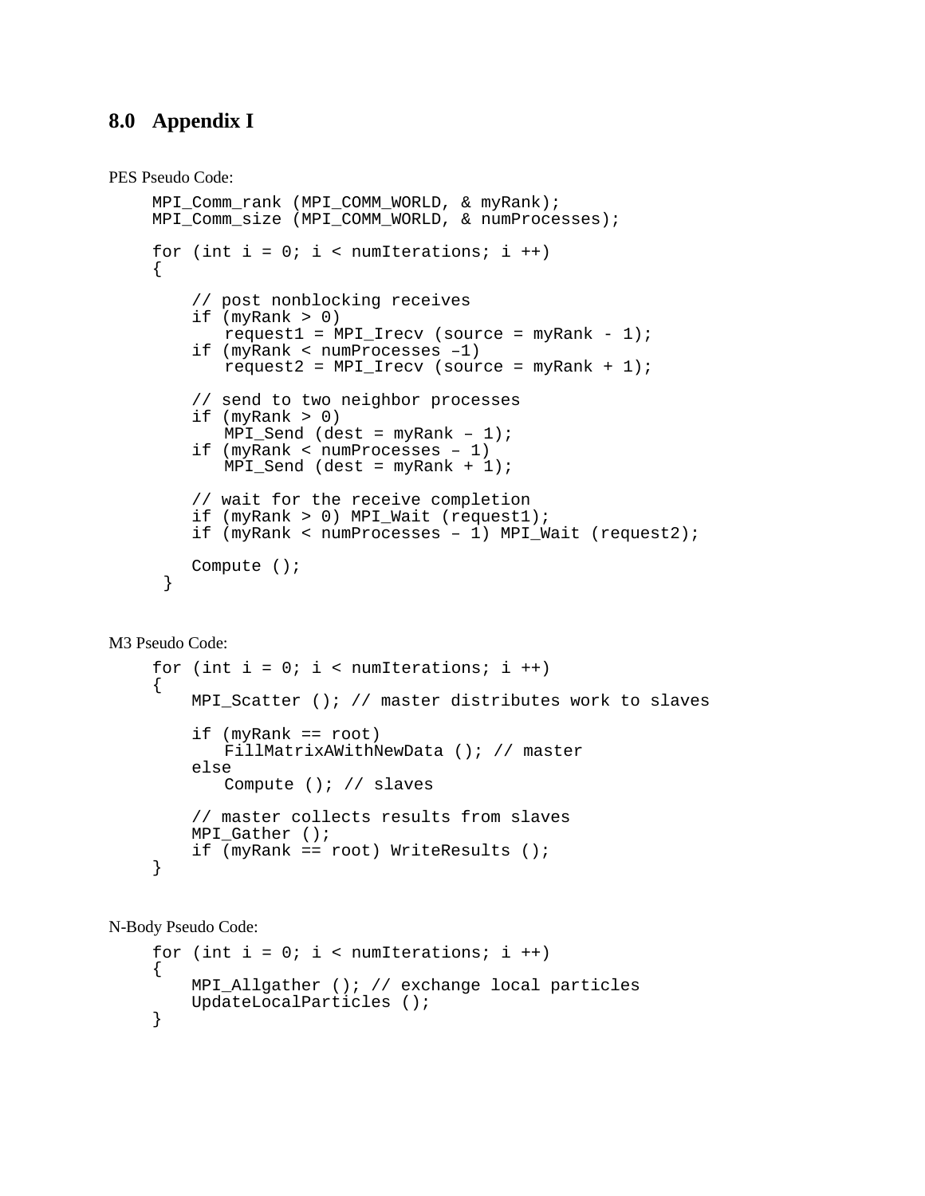## 8.0 Appendix I

PES Pseudo Code:

```
MPI_Comm_rank (MPI_COMM_WORLD, & myRank);
MPI_Comm_size (MPI_COMM_WORLD, & numProcesses);

for (int i = 0; i < numIterations; i ++)
{

    // post nonblocking receives
    if (myRank > 0)
       request1 = MPI_Irecv (source = myRank - 1);
    if (myRank < numProcesses –1)
       request2 = MPI_Irecv (source = myRank + 1);

    // send to two neighbor processes
    if (myRank > 0)
       MPI_Send (dest = myRank – 1);
    if (myRank < numProcesses – 1)
       MPI_Send (dest = myRank + 1);

    // wait for the receive completion
    if (myRank > 0) MPI_Wait (request1);
    if (myRank < numProcesses – 1) MPI_Wait (request2);

    Compute ();
 }
```

M3 Pseudo Code:

```
for (int i = 0; i < numIterations; i ++)
{
    MPI_Scatter (); // master distributes work to slaves

    if (myRank == root)
       FillMatrixAWithNewData (); // master
    else
       Compute (); // slaves

    // master collects results from slaves
    MPI_Gather ();
    if (myRank == root) WriteResults ();
}
```

N-Body Pseudo Code:

```
for (int i = 0; i < numIterations; i ++)
{
    MPI_Allgather (); // exchange local particles
    UpdateLocalParticles ();
}
```